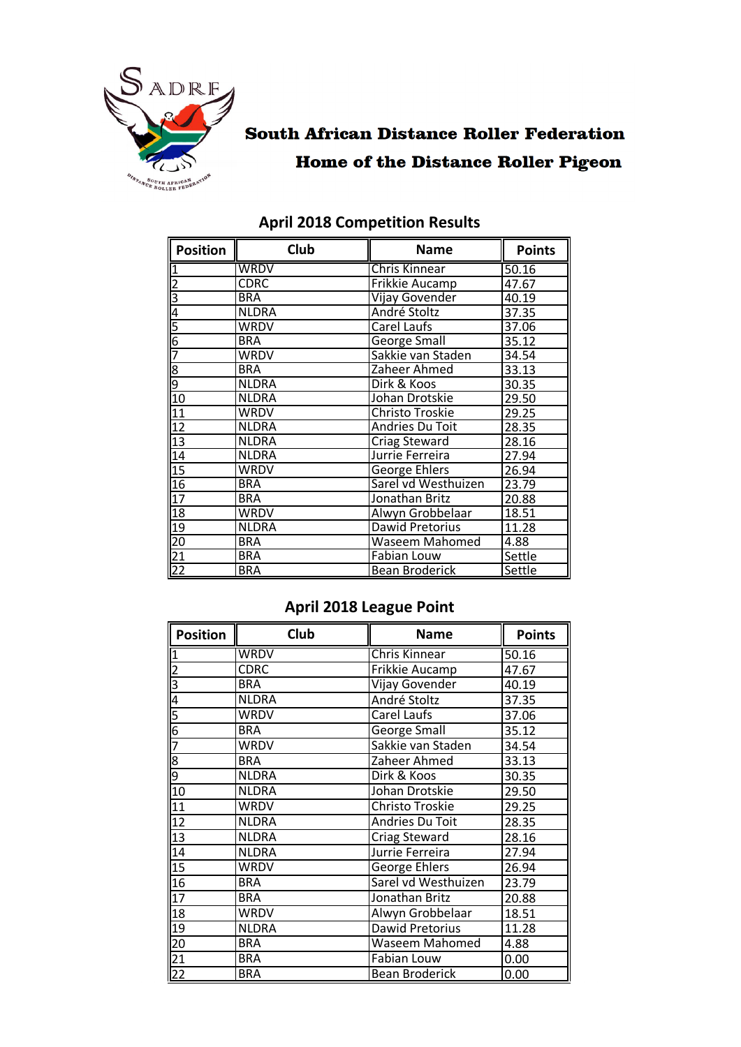# South African Distance Roller Federation

## Home of the Distance Roller Pigeon

### April 2018 Competition Results

| Position | Club | Name | Points |
|---|---|---|---|
| 1 | WRDV | Chris Kinnear | 50.16 |
| 2 | CDRC | Frikkie Aucamp | 47.67 |
| 3 | BRA | Vijay Govender | 40.19 |
| 4 | NLDRA | André Stoltz | 37.35 |
| 5 | WRDV | Carel Laufs | 37.06 |
| 6 | BRA | George Small | 35.12 |
| 7 | WRDV | Sakkie van Staden | 34.54 |
| 8 | BRA | Zaheer Ahmed | 33.13 |
| 9 | NLDRA | Dirk & Koos | 30.35 |
| 10 | NLDRA | Johan Drotskie | 29.50 |
| 11 | WRDV | Christo Troskie | 29.25 |
| 12 | NLDRA | Andries Du Toit | 28.35 |
| 13 | NLDRA | Criag Steward | 28.16 |
| 14 | NLDRA | Jurrie Ferreira | 27.94 |
| 15 | WRDV | George Ehlers | 26.94 |
| 16 | BRA | Sarel vd Westhuizen | 23.79 |
| 17 | BRA | Jonathan Britz | 20.88 |
| 18 | WRDV | Alwyn Grobbelaar | 18.51 |
| 19 | NLDRA | Dawid Pretorius | 11.28 |
| 20 | BRA | Waseem Mahomed | 4.88 |
| 21 | BRA | Fabian Louw | Settle |
| 22 | BRA | Bean Broderick | Settle |

### April 2018 League Point

| Position | Club | Name | Points |
|---|---|---|---|
| 1 | WRDV | Chris Kinnear | 50.16 |
| 2 | CDRC | Frikkie Aucamp | 47.67 |
| 3 | BRA | Vijay Govender | 40.19 |
| 4 | NLDRA | André Stoltz | 37.35 |
| 5 | WRDV | Carel Laufs | 37.06 |
| 6 | BRA | George Small | 35.12 |
| 7 | WRDV | Sakkie van Staden | 34.54 |
| 8 | BRA | Zaheer Ahmed | 33.13 |
| 9 | NLDRA | Dirk & Koos | 30.35 |
| 10 | NLDRA | Johan Drotskie | 29.50 |
| 11 | WRDV | Christo Troskie | 29.25 |
| 12 | NLDRA | Andries Du Toit | 28.35 |
| 13 | NLDRA | Criag Steward | 28.16 |
| 14 | NLDRA | Jurrie Ferreira | 27.94 |
| 15 | WRDV | George Ehlers | 26.94 |
| 16 | BRA | Sarel vd Westhuizen | 23.79 |
| 17 | BRA | Jonathan Britz | 20.88 |
| 18 | WRDV | Alwyn Grobbelaar | 18.51 |
| 19 | NLDRA | Dawid Pretorius | 11.28 |
| 20 | BRA | Waseem Mahomed | 4.88 |
| 21 | BRA | Fabian Louw | 0.00 |
| 22 | BRA | Bean Broderick | 0.00 |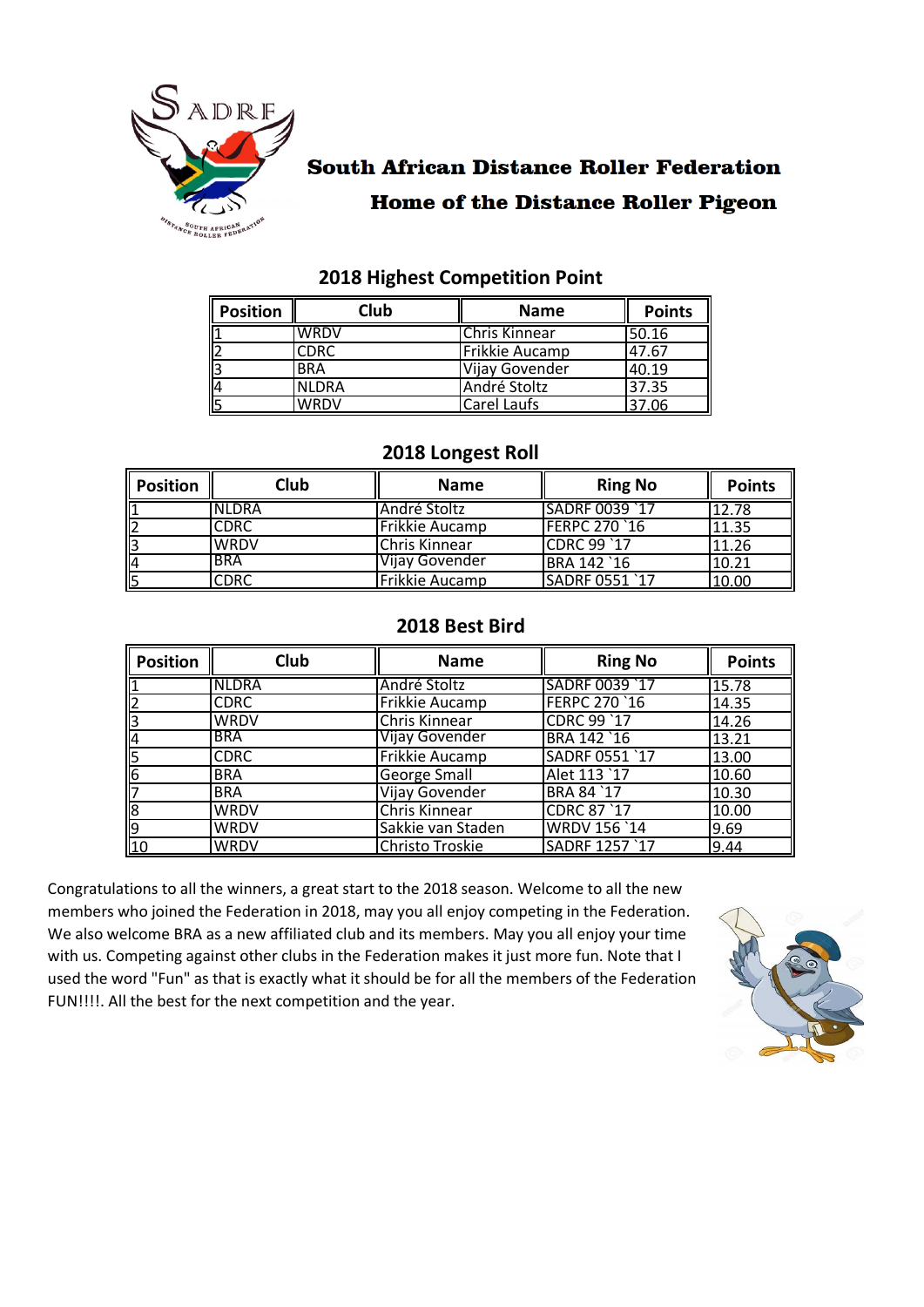# South African Distance Roller Federation

## Home of the Distance Roller Pigeon

### 2018 Highest Competition Point

| Position | Club | Name | Points |
|---|---|---|---|
| 1 | WRDV | Chris Kinnear | 50.16 |
| 2 | CDRC | Frikkie Aucamp | 47.67 |
| 3 | BRA | Vijay Govender | 40.19 |
| 4 | NLDRA | André Stoltz | 37.35 |
| 5 | WRDV | Carel Laufs | 37.06 |

### 2018 Longest Roll

| Position | Club | Name | Ring No | Points |
|---|---|---|---|---|
| 1 | NLDRA | André Stoltz | SADRF 0039 `17 | 12.78 |
| 2 | CDRC | Frikkie Aucamp | FERPC 270 `16 | 11.35 |
| 3 | WRDV | Chris Kinnear | CDRC 99 `17 | 11.26 |
| 4 | BRA | Vijay Govender | BRA 142 `16 | 10.21 |
| 5 | CDRC | Frikkie Aucamp | SADRF 0551 `17 | 10.00 |

### 2018 Best Bird

| Position | Club | Name | Ring No | Points |
|---|---|---|---|---|
| 1 | NLDRA | André Stoltz | SADRF 0039 `17 | 15.78 |
| 2 | CDRC | Frikkie Aucamp | FERPC 270 `16 | 14.35 |
| 3 | WRDV | Chris Kinnear | CDRC 99 `17 | 14.26 |
| 4 | BRA | Vijay Govender | BRA 142 `16 | 13.21 |
| 5 | CDRC | Frikkie Aucamp | SADRF 0551 `17 | 13.00 |
| 6 | BRA | George Small | Alet 113 `17 | 10.60 |
| 7 | BRA | Vijay Govender | BRA 84 `17 | 10.30 |
| 8 | WRDV | Chris Kinnear | CDRC 87 `17 | 10.00 |
| 9 | WRDV | Sakkie van Staden | WRDV 156 `14 | 9.69 |
| 10 | WRDV | Christo Troskie | SADRF 1257 `17 | 9.44 |

Congratulations to all the winners, a great start to the 2018 season. Welcome to all the new members who joined the Federation in 2018, may you all enjoy competing in the Federation. We also welcome BRA as a new affiliated club and its members. May you all enjoy your time with us. Competing against other clubs in the Federation makes it just more fun. Note that I used the word "Fun" as that is exactly what it should be for all the members of the Federation FUN!!!!. All the best for the next competition and the year.